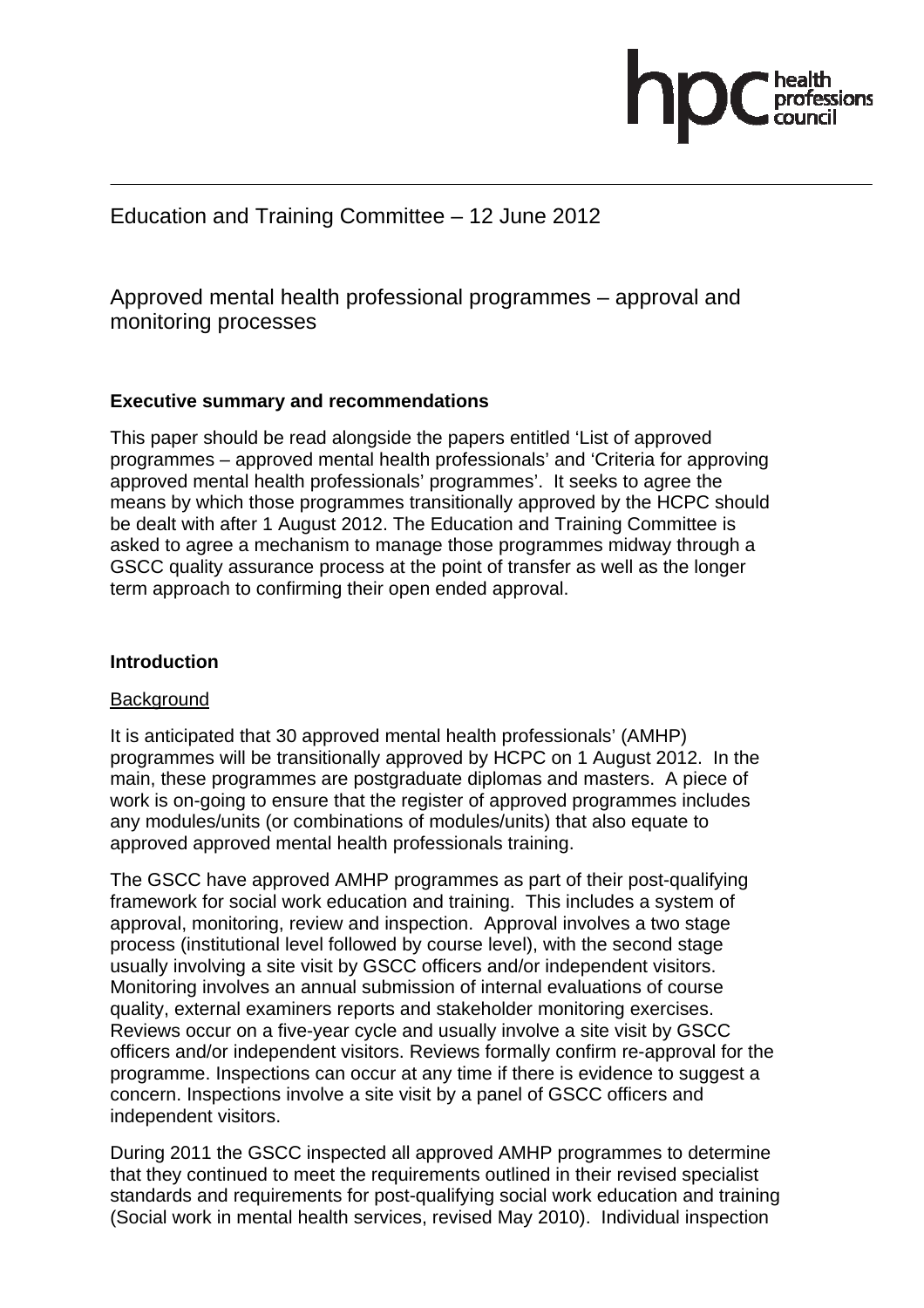Education and Training Committee – 12 June 2012

# Approved mental health professional programmes – approval and monitoring processes

**Executive summary and recommendations**

This paper should be read alongside the papers entitled 'List of approved programmes – approved mental health professionals' and 'Criteria for approving approved mental health professionals' programmes'. It seeks to agree the means by which those programmes transitionally approved by the HCPC should be dealt with after 1 August 2012. The Education and Training Committee is asked to agree a mechanism to manage those programmes midway through a GSCC quality assurance process at the point of transfer as well as the longer term approach to confirming their open ended approval.

**Introduction**

Background

It is anticipated that 30 approved mental health professionals' (AMHP) programmes will be transitionally approved by HCPC on 1 August 2012. In the main, these programmes are postgraduate diplomas and masters. A piece of work is on-going to ensure that the register of approved programmes includes any modules/units (or combinations of modules/units) that also equate to approved approved mental health professionals training.

The GSCC have approved AMHP programmes as part of their post-qualifying framework for social work education and training. This includes a system of approval, monitoring, review and inspection. Approval involves a two stage process (institutional level followed by course level), with the second stage usually involving a site visit by GSCC officers and/or independent visitors. Monitoring involves an annual submission of internal evaluations of course quality, external examiners reports and stakeholder monitoring exercises. Reviews occur on a five-year cycle and usually involve a site visit by GSCC officers and/or independent visitors. Reviews formally confirm re-approval for the programme. Inspections can occur at any time if there is evidence to suggest a concern. Inspections involve a site visit by a panel of GSCC officers and independent visitors.

During 2011 the GSCC inspected all approved AMHP programmes to determine that they continued to meet the requirements outlined in their revised specialist standards and requirements for post-qualifying social work education and training (Social work in mental health services, revised May 2010). Individual inspection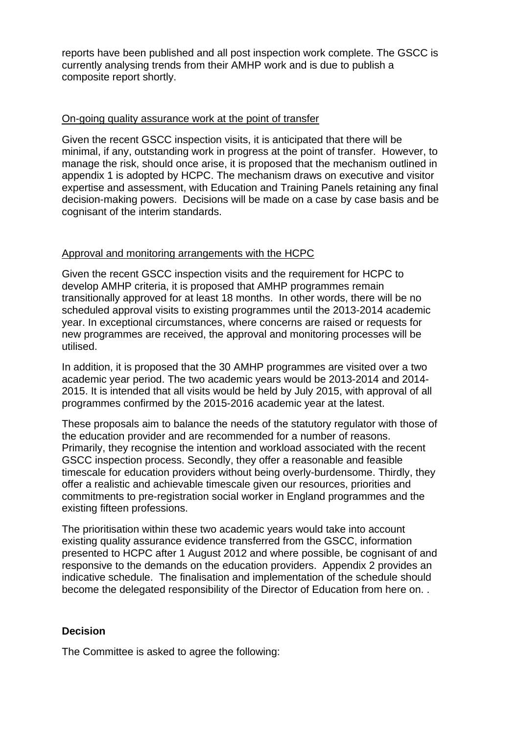reports have been published and all post inspection work complete. The GSCC is currently analysing trends from their AMHP work and is due to publish a composite report shortly.

## On-going quality assurance work at the point of transfer

Given the recent GSCC inspection visits, it is anticipated that there will be minimal, if any, outstanding work in progress at the point of transfer. However, to manage the risk, should once arise, it is proposed that the mechanism outlined in appendix 1 is adopted by HCPC. The mechanism draws on executive and visitor expertise and assessment, with Education and Training Panels retaining any final decision-making powers. Decisions will be made on a case by case basis and be cognisant of the interim standards.

## Approval and monitoring arrangements with the HCPC

Given the recent GSCC inspection visits and the requirement for HCPC to develop AMHP criteria, it is proposed that AMHP programmes remain transitionally approved for at least 18 months. In other words, there will be no scheduled approval visits to existing programmes until the 2013-2014 academic year. In exceptional circumstances, where concerns are raised or requests for new programmes are received, the approval and monitoring processes will be utilised.

In addition, it is proposed that the 30 AMHP programmes are visited over a two academic year period. The two academic years would be 2013-2014 and 2014-2015. It is intended that all visits would be held by July 2015, with approval of all programmes confirmed by the 2015-2016 academic year at the latest.

These proposals aim to balance the needs of the statutory regulator with those of the education provider and are recommended for a number of reasons. Primarily, they recognise the intention and workload associated with the recent GSCC inspection process. Secondly, they offer a reasonable and feasible timescale for education providers without being overly-burdensome. Thirdly, they offer a realistic and achievable timescale given our resources, priorities and commitments to pre-registration social worker in England programmes and the existing fifteen professions.

The prioritisation within these two academic years would take into account existing quality assurance evidence transferred from the GSCC, information presented to HCPC after 1 August 2012 and where possible, be cognisant of and responsive to the demands on the education providers. Appendix 2 provides an indicative schedule. The finalisation and implementation of the schedule should become the delegated responsibility of the Director of Education from here on. .

**Decision**

The Committee is asked to agree the following: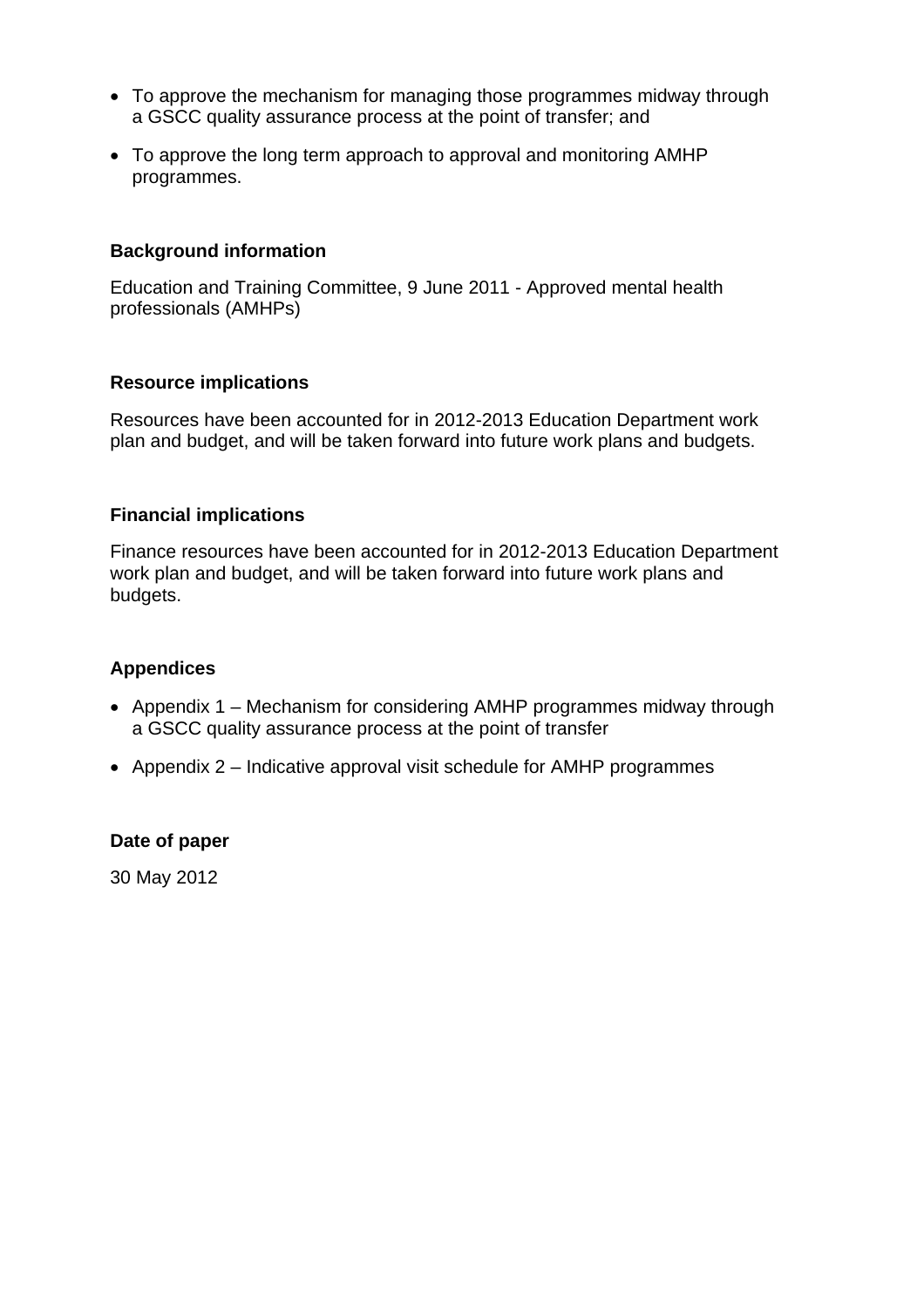- To approve the mechanism for managing those programmes midway through a GSCC quality assurance process at the point of transfer; and
- To approve the long term approach to approval and monitoring AMHP programmes.

**Background information**

Education and Training Committee, 9 June 2011 - Approved mental health professionals (AMHPs)

**Resource implications**

Resources have been accounted for in 2012-2013 Education Department work plan and budget, and will be taken forward into future work plans and budgets.

**Financial implications**

Finance resources have been accounted for in 2012-2013 Education Department work plan and budget, and will be taken forward into future work plans and budgets.

**Appendices**

- Appendix 1 – Mechanism for considering AMHP programmes midway through a GSCC quality assurance process at the point of transfer
- Appendix 2 – Indicative approval visit schedule for AMHP programmes

**Date of paper**

30 May 2012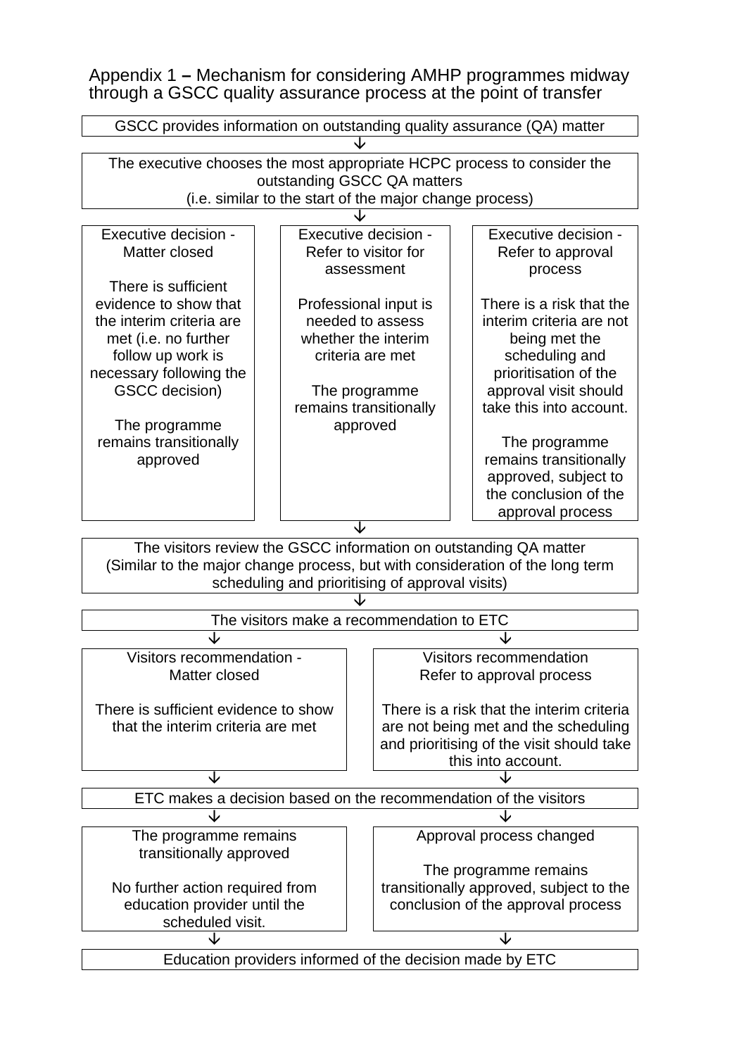## Appendix 1 – Mechanism for considering AMHP programmes midway through a GSCC quality assurance process at the point of transfer

GSCC provides information on outstanding quality assurance (QA) matter

↓

The executive chooses the most appropriate HCPC process to consider the outstanding GSCC QA matters
(i.e. similar to the start of the major change process)

↓

| Executive decision - Matter closed | Executive decision - Refer to visitor for assessment | Executive decision - Refer to approval process |
|---|---|---|
| There is sufficient evidence to show that the interim criteria are met (i.e. no further follow up work is necessary following the GSCC decision) | Professional input is needed to assess whether the interim criteria are met | There is a risk that the interim criteria are not being met the scheduling and prioritisation of the approval visit should take this into account. |
| The programme remains transitionally approved | The programme remains transitionally approved | The programme remains transitionally approved, subject to the conclusion of the approval process |

↓

The visitors review the GSCC information on outstanding QA matter
(Similar to the major change process, but with consideration of the long term scheduling and prioritising of approval visits)

↓

The visitors make a recommendation to ETC

↓ ↓

| Visitors recommendation - Matter closed | Visitors recommendation Refer to approval process |
|---|---|
| There is sufficient evidence to show that the interim criteria are met | There is a risk that the interim criteria are not being met and the scheduling and prioritising of the visit should take this into account. |

↓ ↓

ETC makes a decision based on the recommendation of the visitors

↓ ↓

| The programme remains transitionally approved | Approval process changed |
|---|---|
| No further action required from education provider until the scheduled visit. | The programme remains transitionally approved, subject to the conclusion of the approval process |

↓ ↓

Education providers informed of the decision made by ETC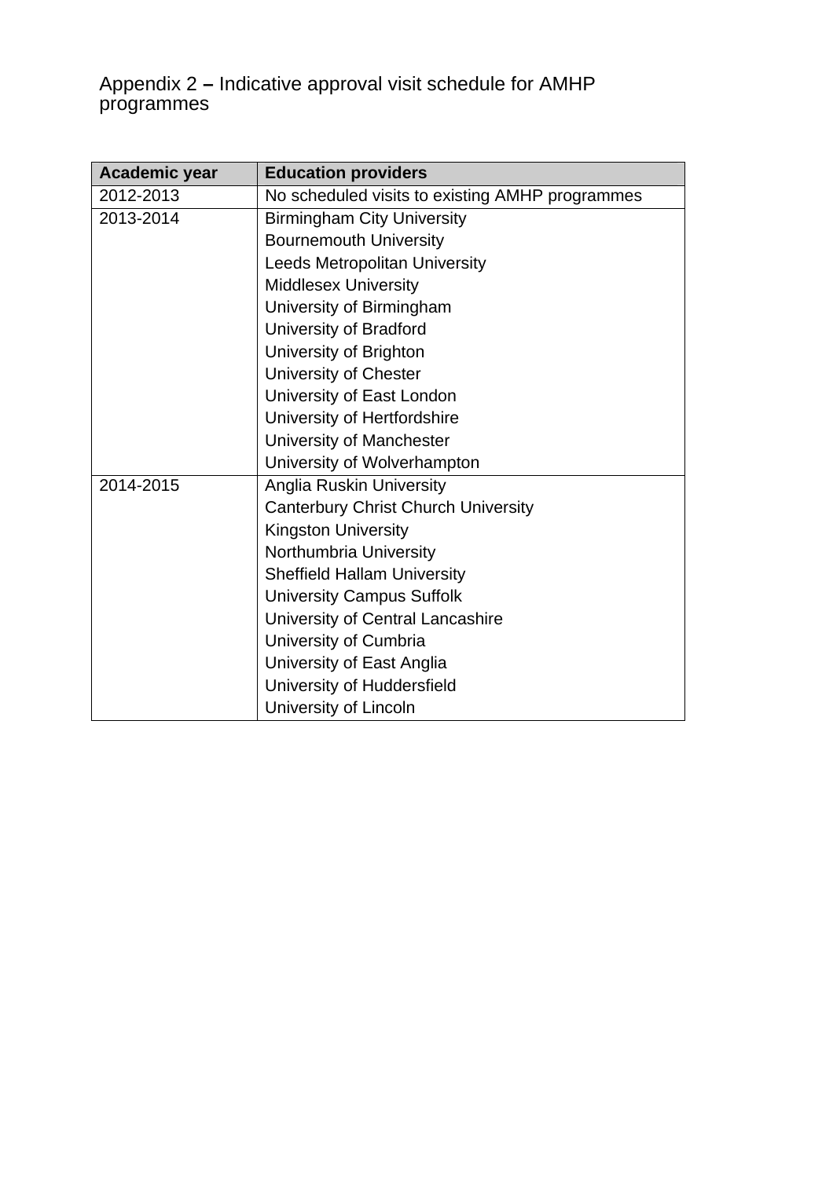# Appendix 2 – Indicative approval visit schedule for AMHP programmes

| Academic year | Education providers |
| --- | --- |
| 2012-2013 | No scheduled visits to existing AMHP programmes |
| 2013-2014 | Birmingham City University<br>Bournemouth University<br>Leeds Metropolitan University<br>Middlesex University<br>University of Birmingham<br>University of Bradford<br>University of Brighton<br>University of Chester<br>University of East London<br>University of Hertfordshire<br>University of Manchester<br>University of Wolverhampton |
| 2014-2015 | Anglia Ruskin University<br>Canterbury Christ Church University<br>Kingston University<br>Northumbria University<br>Sheffield Hallam University<br>University Campus Suffolk<br>University of Central Lancashire<br>University of Cumbria<br>University of East Anglia<br>University of Huddersfield<br>University of Lincoln |